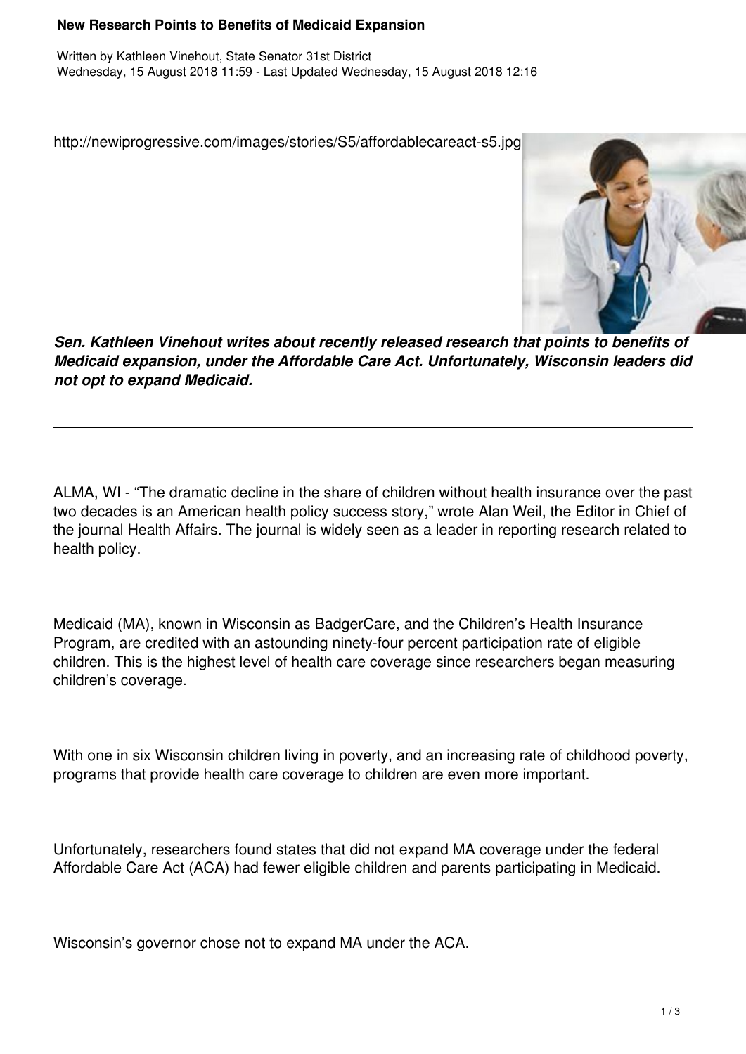# New Research Points to Benefits of Medicaid Expansion

Written by Kathleen Vinehout, State Senator 31st District
Wednesday, 15 August 2018 11:59 - Last Updated Wednesday, 15 August 2018 12:16

http://newiprogressive.com/images/stories/S5/affordablecareact-s5.jpg

***Sen. Kathleen Vinehout writes about recently released research that points to benefits of Medicaid expansion, under the Affordable Care Act. Unfortunately, Wisconsin leaders did not opt to expand Medicaid.***

---

ALMA, WI - "The dramatic decline in the share of children without health insurance over the past two decades is an American health policy success story," wrote Alan Weil, the Editor in Chief of the journal Health Affairs. The journal is widely seen as a leader in reporting research related to health policy.

Medicaid (MA), known in Wisconsin as BadgerCare, and the Children's Health Insurance Program, are credited with an astounding ninety-four percent participation rate of eligible children. This is the highest level of health care coverage since researchers began measuring children's coverage.

With one in six Wisconsin children living in poverty, and an increasing rate of childhood poverty, programs that provide health care coverage to children are even more important.

Unfortunately, researchers found states that did not expand MA coverage under the federal Affordable Care Act (ACA) had fewer eligible children and parents participating in Medicaid.

Wisconsin's governor chose not to expand MA under the ACA.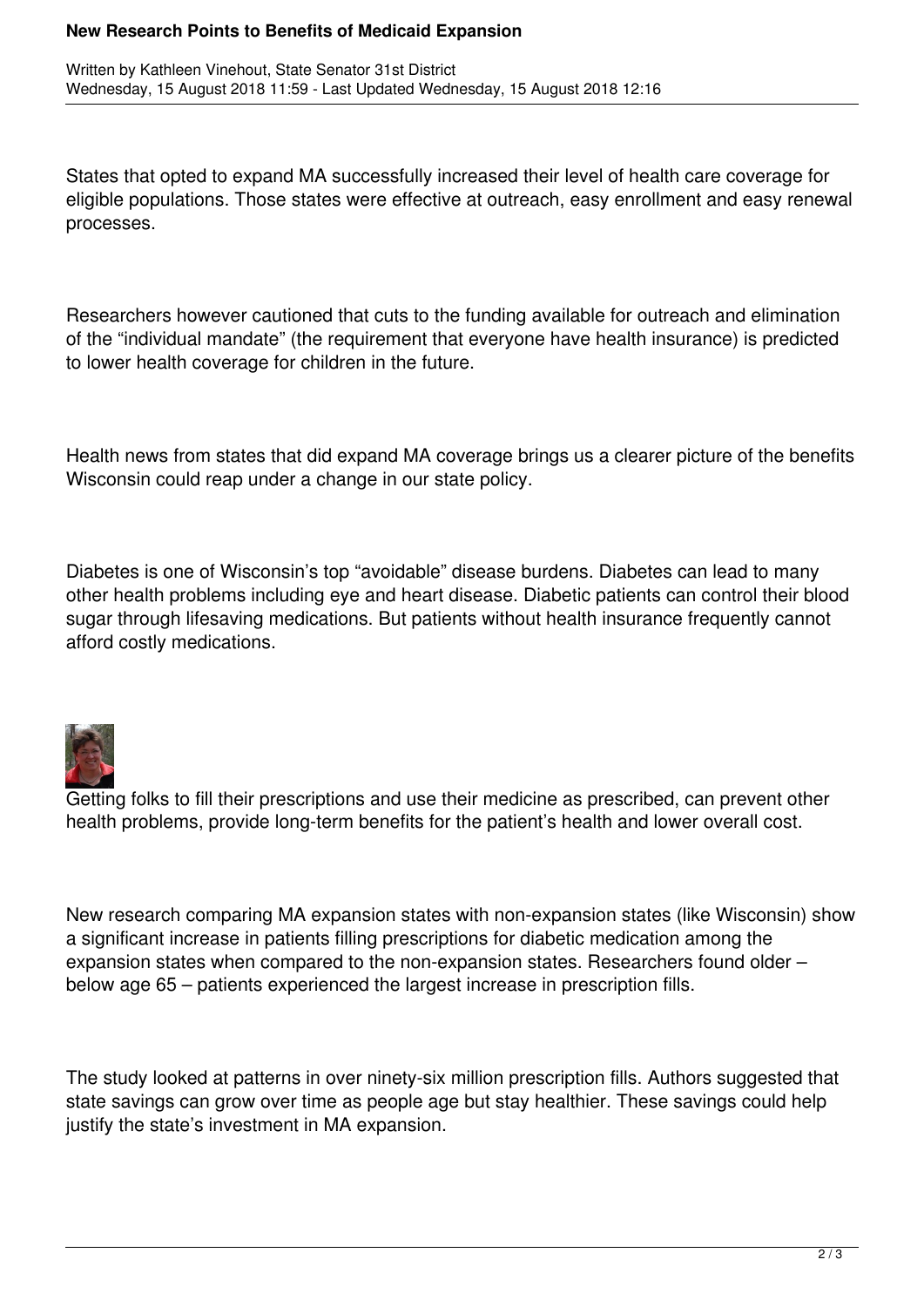States that opted to expand MA successfully increased their level of health care coverage for eligible populations. Those states were effective at outreach, easy enrollment and easy renewal processes.

Researchers however cautioned that cuts to the funding available for outreach and elimination of the "individual mandate" (the requirement that everyone have health insurance) is predicted to lower health coverage for children in the future.

Health news from states that did expand MA coverage brings us a clearer picture of the benefits Wisconsin could reap under a change in our state policy.

Diabetes is one of Wisconsin's top "avoidable" disease burdens. Diabetes can lead to many other health problems including eye and heart disease. Diabetic patients can control their blood sugar through lifesaving medications. But patients without health insurance frequently cannot afford costly medications.

Getting folks to fill their prescriptions and use their medicine as prescribed, can prevent other health problems, provide long-term benefits for the patient's health and lower overall cost.

New research comparing MA expansion states with non-expansion states (like Wisconsin) show a significant increase in patients filling prescriptions for diabetic medication among the expansion states when compared to the non-expansion states. Researchers found older – below age 65 – patients experienced the largest increase in prescription fills.

The study looked at patterns in over ninety-six million prescription fills. Authors suggested that state savings can grow over time as people age but stay healthier. These savings could help justify the state's investment in MA expansion.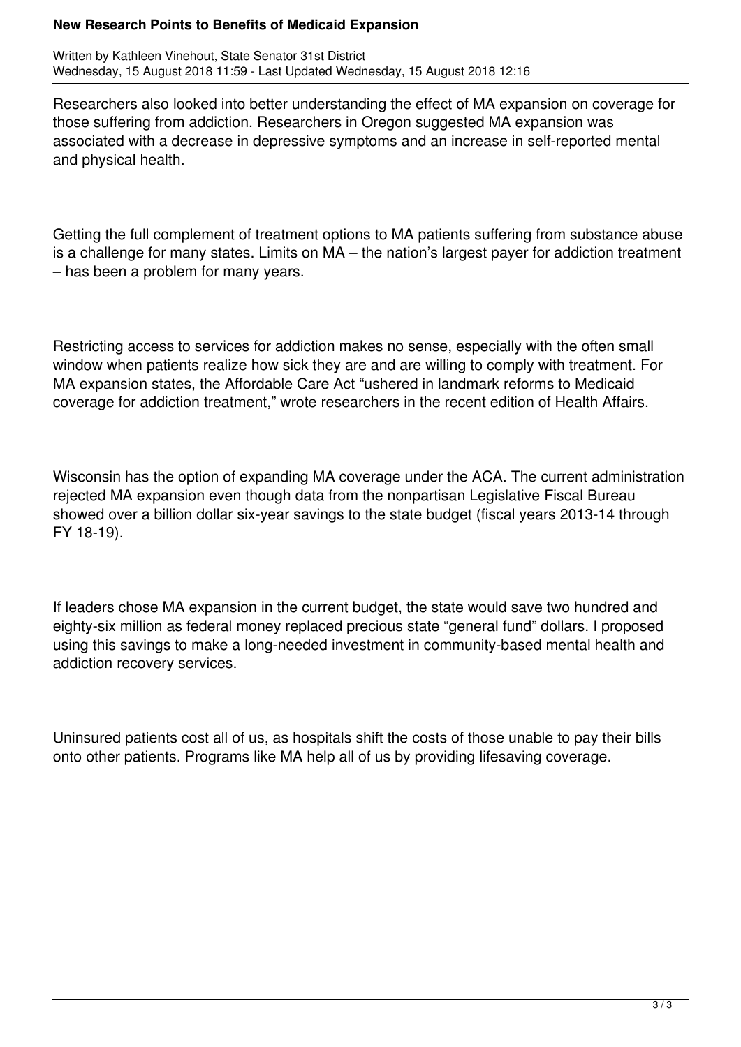Researchers also looked into better understanding the effect of MA expansion on coverage for those suffering from addiction. Researchers in Oregon suggested MA expansion was associated with a decrease in depressive symptoms and an increase in self-reported mental and physical health.

Getting the full complement of treatment options to MA patients suffering from substance abuse is a challenge for many states. Limits on MA – the nation's largest payer for addiction treatment – has been a problem for many years.

Restricting access to services for addiction makes no sense, especially with the often small window when patients realize how sick they are and are willing to comply with treatment. For MA expansion states, the Affordable Care Act "ushered in landmark reforms to Medicaid coverage for addiction treatment," wrote researchers in the recent edition of Health Affairs.

Wisconsin has the option of expanding MA coverage under the ACA. The current administration rejected MA expansion even though data from the nonpartisan Legislative Fiscal Bureau showed over a billion dollar six-year savings to the state budget (fiscal years 2013-14 through FY 18-19).

If leaders chose MA expansion in the current budget, the state would save two hundred and eighty-six million as federal money replaced precious state "general fund" dollars. I proposed using this savings to make a long-needed investment in community-based mental health and addiction recovery services.

Uninsured patients cost all of us, as hospitals shift the costs of those unable to pay their bills onto other patients. Programs like MA help all of us by providing lifesaving coverage.